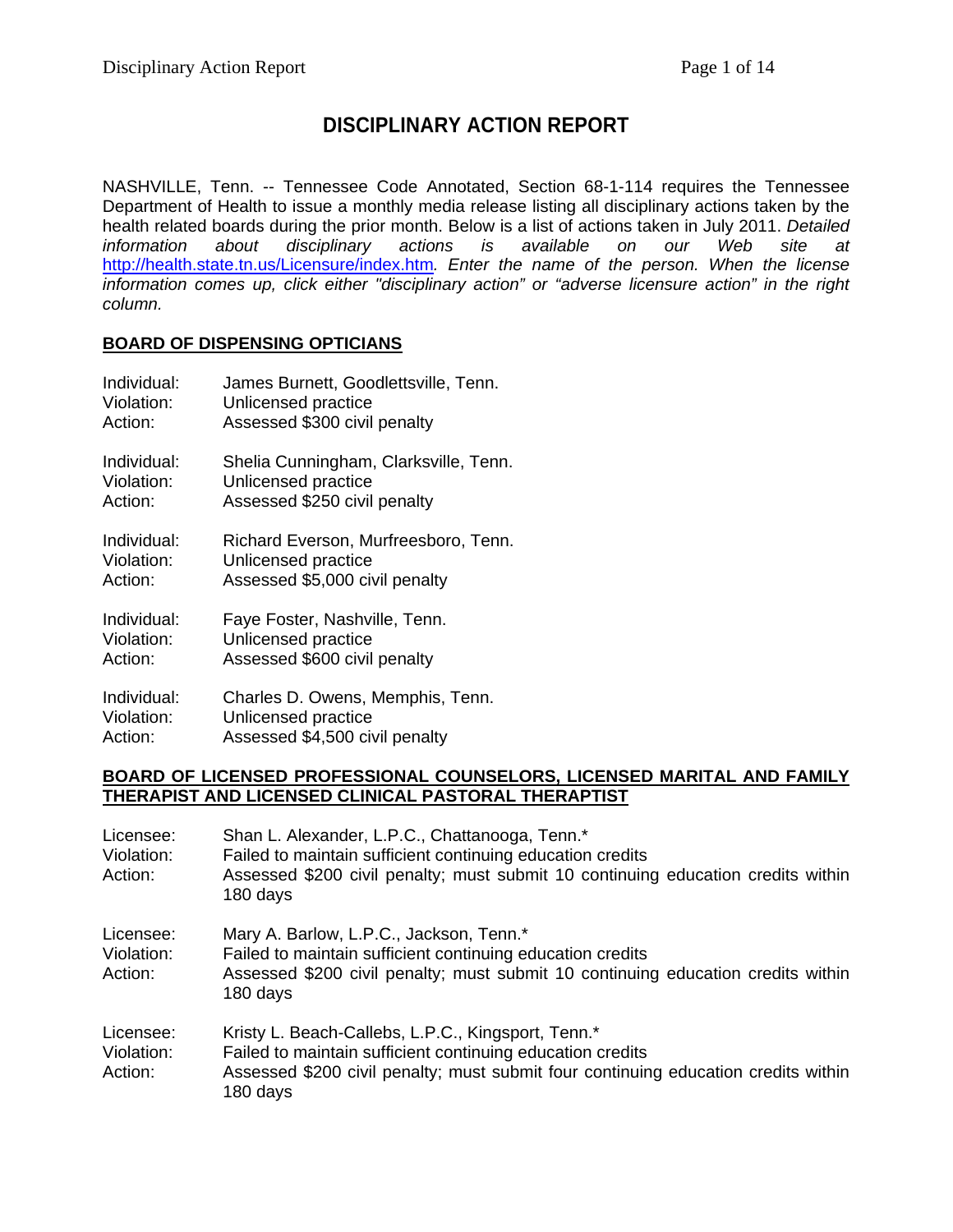# DISCIPLINARY ACTION REPORT

NASHVILLE, Tenn. -- Tennessee Code Annotated, Section 68-1-114 requires the Tennessee Department of Health to issue a monthly media release listing all disciplinary actions taken by the health related boards during the prior month. Below is a list of actions taken in July 2011. *Detailed information about disciplinary actions is available on our Web site at* http://health.state.tn.us/Licensure/index.htm*. Enter the name of the person. When the license information comes up, click either "disciplinary action" or "adverse licensure action" in the right column.*

## BOARD OF DISPENSING OPTICIANS

Individual: James Burnett, Goodlettsville, Tenn.
Violation: Unlicensed practice
Action: Assessed $300 civil penalty

Individual: Shelia Cunningham, Clarksville, Tenn.
Violation: Unlicensed practice
Action: Assessed $250 civil penalty

Individual: Richard Everson, Murfreesboro, Tenn.
Violation: Unlicensed practice
Action: Assessed $5,000 civil penalty

Individual: Faye Foster, Nashville, Tenn.
Violation: Unlicensed practice
Action: Assessed $600 civil penalty

Individual: Charles D. Owens, Memphis, Tenn.
Violation: Unlicensed practice
Action: Assessed $4,500 civil penalty

## BOARD OF LICENSED PROFESSIONAL COUNSELORS, LICENSED MARITAL AND FAMILY THERAPIST AND LICENSED CLINICAL PASTORAL THERAPTIST

Licensee: Shan L. Alexander, L.P.C., Chattanooga, Tenn.*
Violation: Failed to maintain sufficient continuing education credits
Action: Assessed $200 civil penalty; must submit 10 continuing education credits within 180 days

Licensee: Mary A. Barlow, L.P.C., Jackson, Tenn.*
Violation: Failed to maintain sufficient continuing education credits
Action: Assessed $200 civil penalty; must submit 10 continuing education credits within 180 days

Licensee: Kristy L. Beach-Callebs, L.P.C., Kingsport, Tenn.*
Violation: Failed to maintain sufficient continuing education credits
Action: Assessed $200 civil penalty; must submit four continuing education credits within 180 days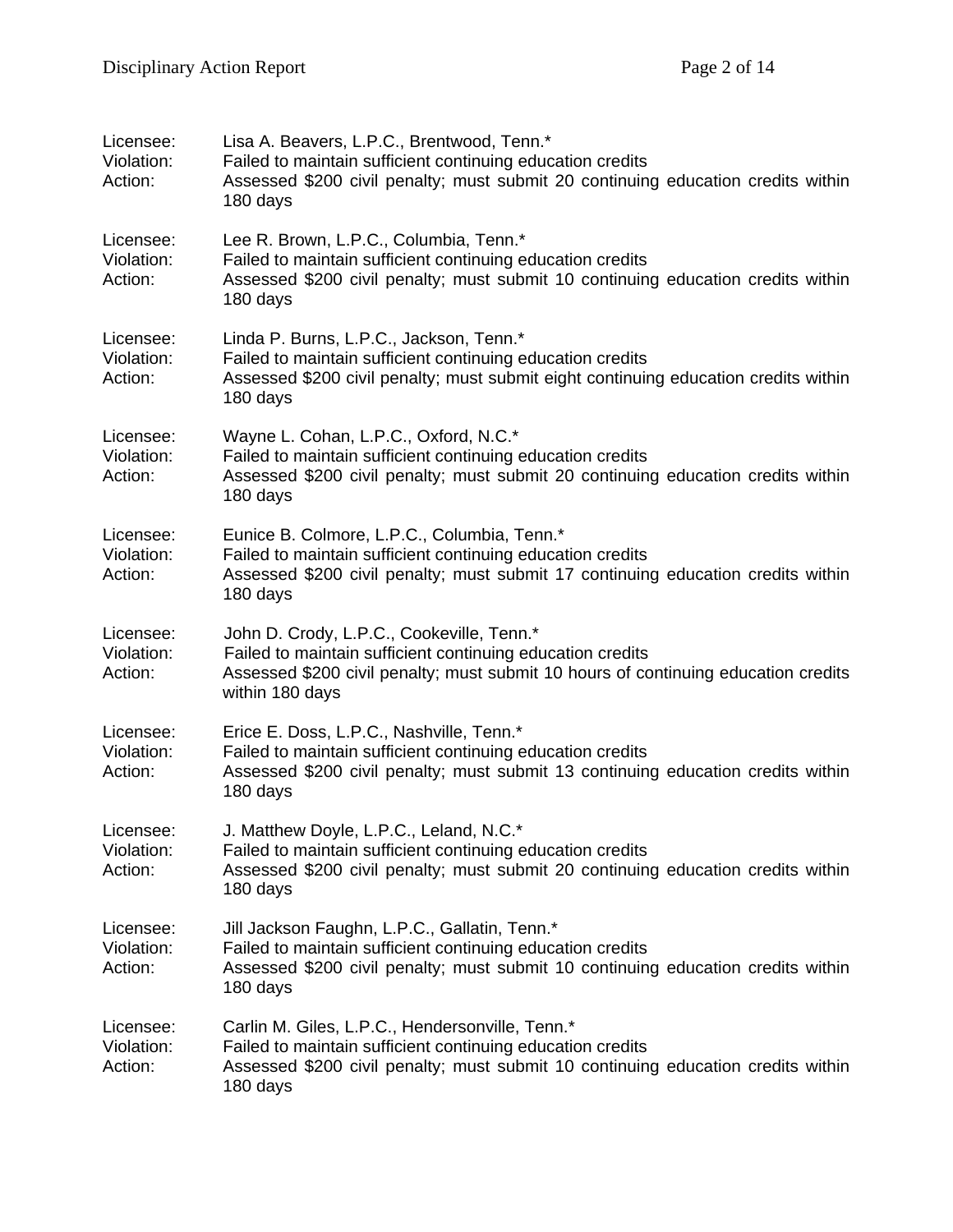Licensee: Lisa A. Beavers, L.P.C., Brentwood, Tenn.*
Violation: Failed to maintain sufficient continuing education credits
Action: Assessed $200 civil penalty; must submit 20 continuing education credits within 180 days

Licensee: Lee R. Brown, L.P.C., Columbia, Tenn.*
Violation: Failed to maintain sufficient continuing education credits
Action: Assessed $200 civil penalty; must submit 10 continuing education credits within 180 days

Licensee: Linda P. Burns, L.P.C., Jackson, Tenn.*
Violation: Failed to maintain sufficient continuing education credits
Action: Assessed $200 civil penalty; must submit eight continuing education credits within 180 days

Licensee: Wayne L. Cohan, L.P.C., Oxford, N.C.*
Violation: Failed to maintain sufficient continuing education credits
Action: Assessed $200 civil penalty; must submit 20 continuing education credits within 180 days

Licensee: Eunice B. Colmore, L.P.C., Columbia, Tenn.*
Violation: Failed to maintain sufficient continuing education credits
Action: Assessed $200 civil penalty; must submit 17 continuing education credits within 180 days

Licensee: John D. Crody, L.P.C., Cookeville, Tenn.*
Violation: Failed to maintain sufficient continuing education credits
Action: Assessed $200 civil penalty; must submit 10 hours of continuing education credits within 180 days

Licensee: Erice E. Doss, L.P.C., Nashville, Tenn.*
Violation: Failed to maintain sufficient continuing education credits
Action: Assessed $200 civil penalty; must submit 13 continuing education credits within 180 days

Licensee: J. Matthew Doyle, L.P.C., Leland, N.C.*
Violation: Failed to maintain sufficient continuing education credits
Action: Assessed $200 civil penalty; must submit 20 continuing education credits within 180 days

Licensee: Jill Jackson Faughn, L.P.C., Gallatin, Tenn.*
Violation: Failed to maintain sufficient continuing education credits
Action: Assessed $200 civil penalty; must submit 10 continuing education credits within 180 days

Licensee: Carlin M. Giles, L.P.C., Hendersonville, Tenn.*
Violation: Failed to maintain sufficient continuing education credits
Action: Assessed $200 civil penalty; must submit 10 continuing education credits within 180 days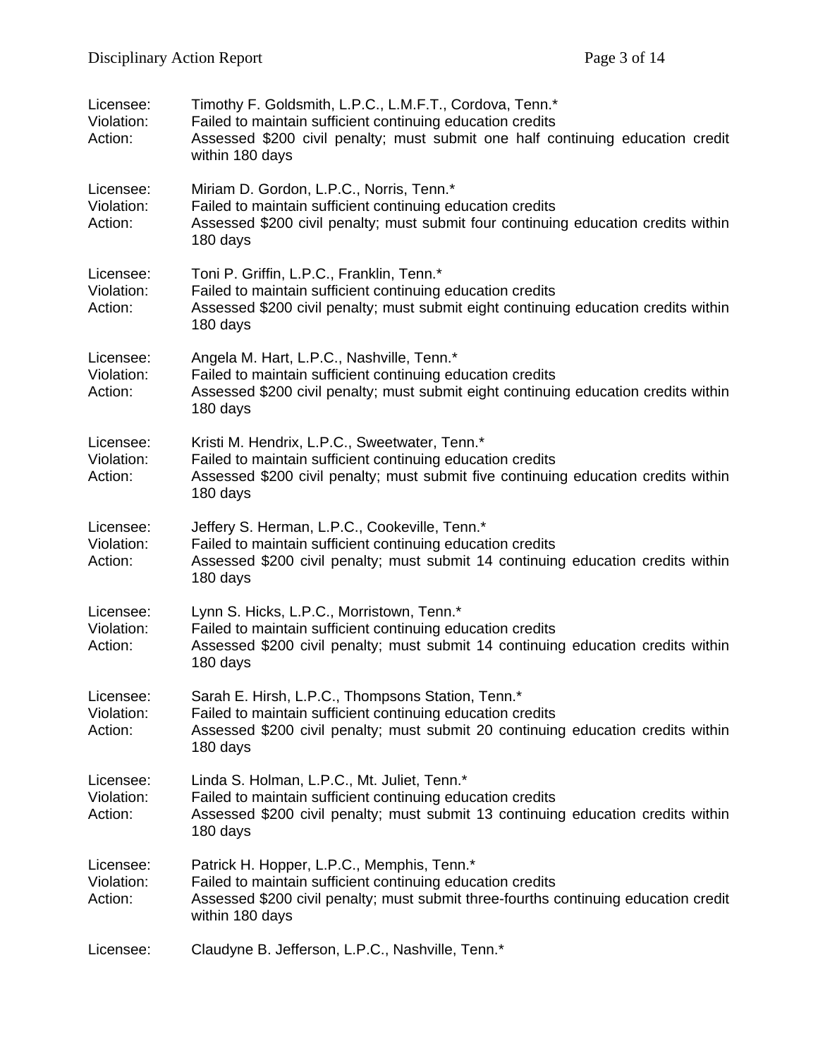Licensee: Timothy F. Goldsmith, L.P.C., L.M.F.T., Cordova, Tenn.*
Violation: Failed to maintain sufficient continuing education credits
Action: Assessed $200 civil penalty; must submit one half continuing education credit within 180 days

Licensee: Miriam D. Gordon, L.P.C., Norris, Tenn.*
Violation: Failed to maintain sufficient continuing education credits
Action: Assessed $200 civil penalty; must submit four continuing education credits within 180 days

Licensee: Toni P. Griffin, L.P.C., Franklin, Tenn.*
Violation: Failed to maintain sufficient continuing education credits
Action: Assessed $200 civil penalty; must submit eight continuing education credits within 180 days

Licensee: Angela M. Hart, L.P.C., Nashville, Tenn.*
Violation: Failed to maintain sufficient continuing education credits
Action: Assessed $200 civil penalty; must submit eight continuing education credits within 180 days

Licensee: Kristi M. Hendrix, L.P.C., Sweetwater, Tenn.*
Violation: Failed to maintain sufficient continuing education credits
Action: Assessed $200 civil penalty; must submit five continuing education credits within 180 days

Licensee: Jeffery S. Herman, L.P.C., Cookeville, Tenn.*
Violation: Failed to maintain sufficient continuing education credits
Action: Assessed $200 civil penalty; must submit 14 continuing education credits within 180 days

Licensee: Lynn S. Hicks, L.P.C., Morristown, Tenn.*
Violation: Failed to maintain sufficient continuing education credits
Action: Assessed $200 civil penalty; must submit 14 continuing education credits within 180 days

Licensee: Sarah E. Hirsh, L.P.C., Thompsons Station, Tenn.*
Violation: Failed to maintain sufficient continuing education credits
Action: Assessed $200 civil penalty; must submit 20 continuing education credits within 180 days

Licensee: Linda S. Holman, L.P.C., Mt. Juliet, Tenn.*
Violation: Failed to maintain sufficient continuing education credits
Action: Assessed $200 civil penalty; must submit 13 continuing education credits within 180 days

Licensee: Patrick H. Hopper, L.P.C., Memphis, Tenn.*
Violation: Failed to maintain sufficient continuing education credits
Action: Assessed $200 civil penalty; must submit three-fourths continuing education credit within 180 days

Licensee: Claudyne B. Jefferson, L.P.C., Nashville, Tenn.*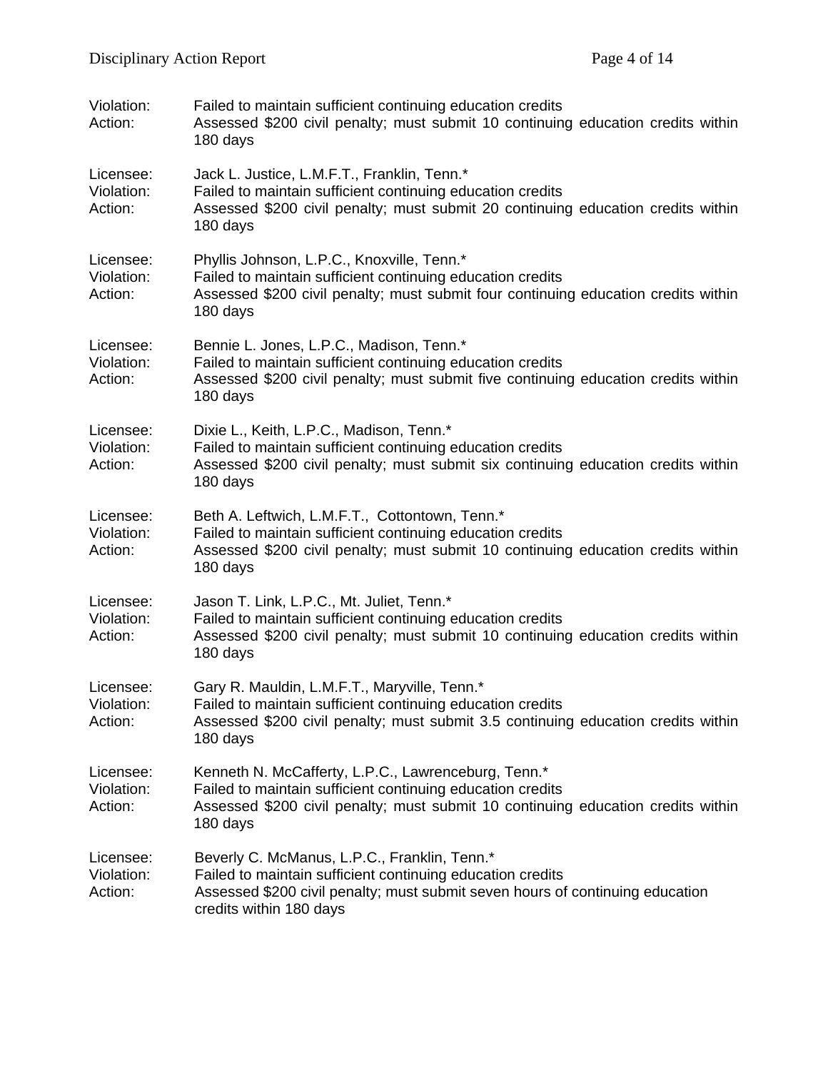Violation: Failed to maintain sufficient continuing education credits
Action: Assessed $200 civil penalty; must submit 10 continuing education credits within 180 days

Licensee: Jack L. Justice, L.M.F.T., Franklin, Tenn.*
Violation: Failed to maintain sufficient continuing education credits
Action: Assessed $200 civil penalty; must submit 20 continuing education credits within 180 days

Licensee: Phyllis Johnson, L.P.C., Knoxville, Tenn.*
Violation: Failed to maintain sufficient continuing education credits
Action: Assessed $200 civil penalty; must submit four continuing education credits within 180 days

Licensee: Bennie L. Jones, L.P.C., Madison, Tenn.*
Violation: Failed to maintain sufficient continuing education credits
Action: Assessed $200 civil penalty; must submit five continuing education credits within 180 days

Licensee: Dixie L., Keith, L.P.C., Madison, Tenn.*
Violation: Failed to maintain sufficient continuing education credits
Action: Assessed $200 civil penalty; must submit six continuing education credits within 180 days

Licensee: Beth A. Leftwich, L.M.F.T., Cottontown, Tenn.*
Violation: Failed to maintain sufficient continuing education credits
Action: Assessed $200 civil penalty; must submit 10 continuing education credits within 180 days

Licensee: Jason T. Link, L.P.C., Mt. Juliet, Tenn.*
Violation: Failed to maintain sufficient continuing education credits
Action: Assessed $200 civil penalty; must submit 10 continuing education credits within 180 days

Licensee: Gary R. Mauldin, L.M.F.T., Maryville, Tenn.*
Violation: Failed to maintain sufficient continuing education credits
Action: Assessed $200 civil penalty; must submit 3.5 continuing education credits within 180 days

Licensee: Kenneth N. McCafferty, L.P.C., Lawrenceburg, Tenn.*
Violation: Failed to maintain sufficient continuing education credits
Action: Assessed $200 civil penalty; must submit 10 continuing education credits within 180 days

Licensee: Beverly C. McManus, L.P.C., Franklin, Tenn.*
Violation: Failed to maintain sufficient continuing education credits
Action: Assessed $200 civil penalty; must submit seven hours of continuing education credits within 180 days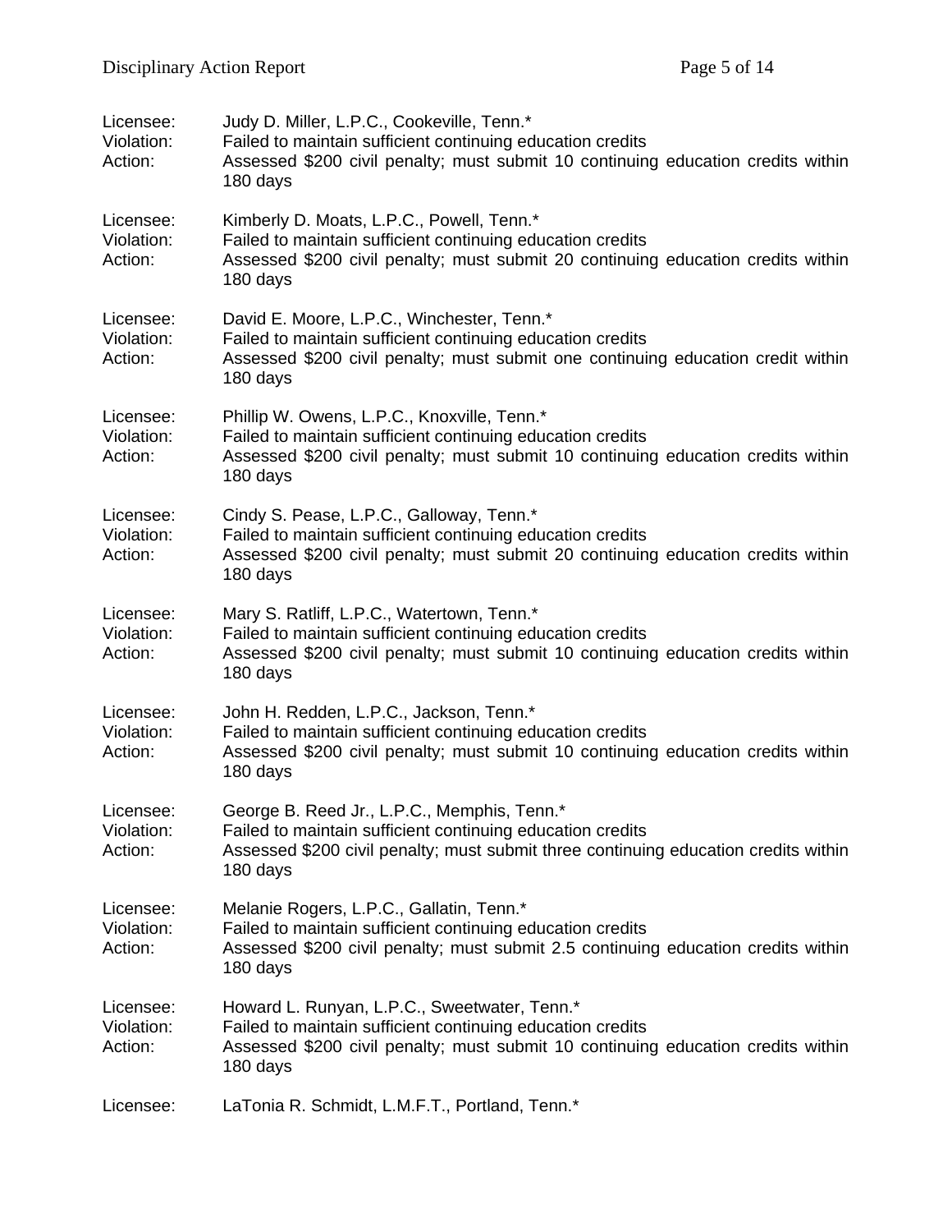Licensee: Judy D. Miller, L.P.C., Cookeville, Tenn.*
Violation: Failed to maintain sufficient continuing education credits
Action: Assessed $200 civil penalty; must submit 10 continuing education credits within 180 days

Licensee: Kimberly D. Moats, L.P.C., Powell, Tenn.*
Violation: Failed to maintain sufficient continuing education credits
Action: Assessed $200 civil penalty; must submit 20 continuing education credits within 180 days

Licensee: David E. Moore, L.P.C., Winchester, Tenn.*
Violation: Failed to maintain sufficient continuing education credits
Action: Assessed $200 civil penalty; must submit one continuing education credit within 180 days

Licensee: Phillip W. Owens, L.P.C., Knoxville, Tenn.*
Violation: Failed to maintain sufficient continuing education credits
Action: Assessed $200 civil penalty; must submit 10 continuing education credits within 180 days

Licensee: Cindy S. Pease, L.P.C., Galloway, Tenn.*
Violation: Failed to maintain sufficient continuing education credits
Action: Assessed $200 civil penalty; must submit 20 continuing education credits within 180 days

Licensee: Mary S. Ratliff, L.P.C., Watertown, Tenn.*
Violation: Failed to maintain sufficient continuing education credits
Action: Assessed $200 civil penalty; must submit 10 continuing education credits within 180 days

Licensee: John H. Redden, L.P.C., Jackson, Tenn.*
Violation: Failed to maintain sufficient continuing education credits
Action: Assessed $200 civil penalty; must submit 10 continuing education credits within 180 days

Licensee: George B. Reed Jr., L.P.C., Memphis, Tenn.*
Violation: Failed to maintain sufficient continuing education credits
Action: Assessed $200 civil penalty; must submit three continuing education credits within 180 days

Licensee: Melanie Rogers, L.P.C., Gallatin, Tenn.*
Violation: Failed to maintain sufficient continuing education credits
Action: Assessed $200 civil penalty; must submit 2.5 continuing education credits within 180 days

Licensee: Howard L. Runyan, L.P.C., Sweetwater, Tenn.*
Violation: Failed to maintain sufficient continuing education credits
Action: Assessed $200 civil penalty; must submit 10 continuing education credits within 180 days

Licensee: LaTonia R. Schmidt, L.M.F.T., Portland, Tenn.*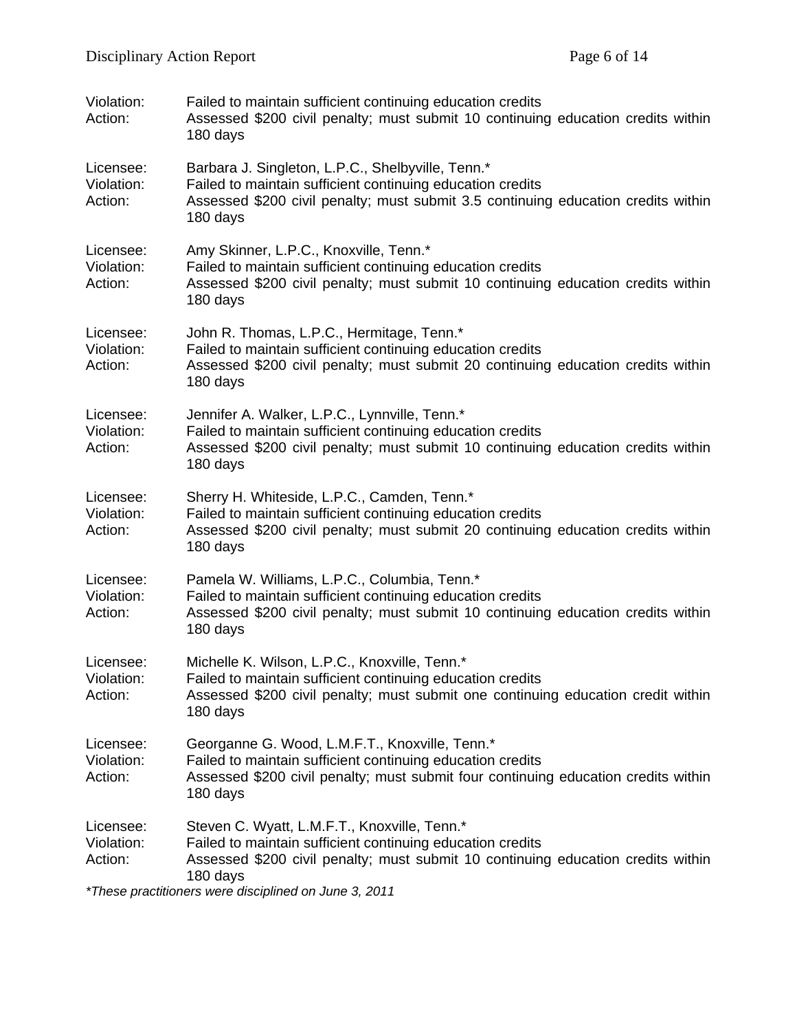Violation: Failed to maintain sufficient continuing education credits
Action: Assessed $200 civil penalty; must submit 10 continuing education credits within 180 days

Licensee: Barbara J. Singleton, L.P.C., Shelbyville, Tenn.*
Violation: Failed to maintain sufficient continuing education credits
Action: Assessed $200 civil penalty; must submit 3.5 continuing education credits within 180 days

Licensee: Amy Skinner, L.P.C., Knoxville, Tenn.*
Violation: Failed to maintain sufficient continuing education credits
Action: Assessed $200 civil penalty; must submit 10 continuing education credits within 180 days

Licensee: John R. Thomas, L.P.C., Hermitage, Tenn.*
Violation: Failed to maintain sufficient continuing education credits
Action: Assessed $200 civil penalty; must submit 20 continuing education credits within 180 days

Licensee: Jennifer A. Walker, L.P.C., Lynnville, Tenn.*
Violation: Failed to maintain sufficient continuing education credits
Action: Assessed $200 civil penalty; must submit 10 continuing education credits within 180 days

Licensee: Sherry H. Whiteside, L.P.C., Camden, Tenn.*
Violation: Failed to maintain sufficient continuing education credits
Action: Assessed $200 civil penalty; must submit 20 continuing education credits within 180 days

Licensee: Pamela W. Williams, L.P.C., Columbia, Tenn.*
Violation: Failed to maintain sufficient continuing education credits
Action: Assessed $200 civil penalty; must submit 10 continuing education credits within 180 days

Licensee: Michelle K. Wilson, L.P.C., Knoxville, Tenn.*
Violation: Failed to maintain sufficient continuing education credits
Action: Assessed $200 civil penalty; must submit one continuing education credit within 180 days

Licensee: Georganne G. Wood, L.M.F.T., Knoxville, Tenn.*
Violation: Failed to maintain sufficient continuing education credits
Action: Assessed $200 civil penalty; must submit four continuing education credits within 180 days

Licensee: Steven C. Wyatt, L.M.F.T., Knoxville, Tenn.*
Violation: Failed to maintain sufficient continuing education credits
Action: Assessed $200 civil penalty; must submit 10 continuing education credits within 180 days

*These practitioners were disciplined on June 3, 2011*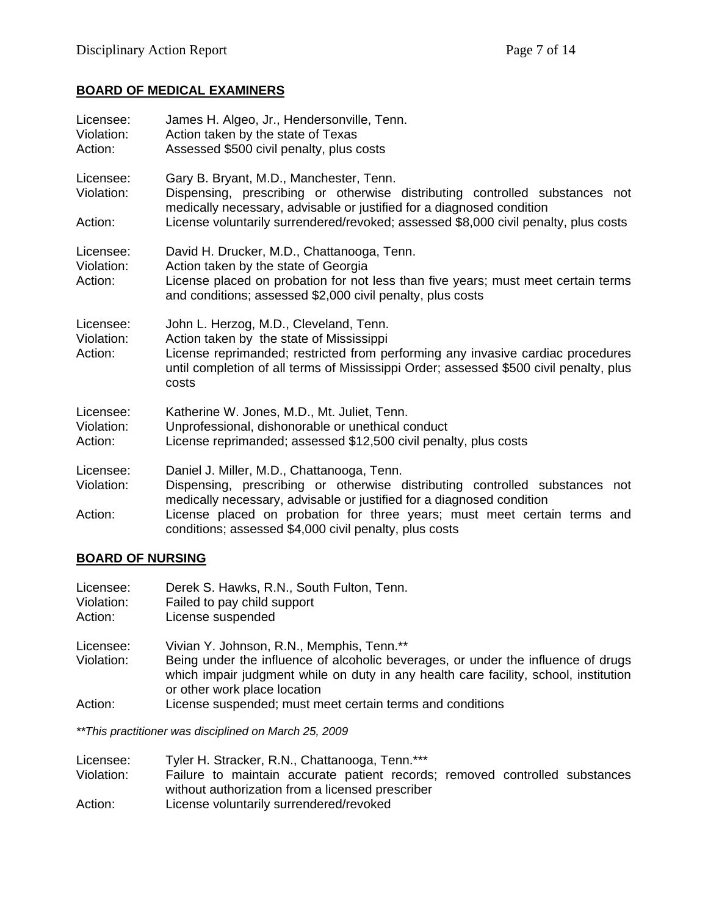## BOARD OF MEDICAL EXAMINERS

Licensee: James H. Algeo, Jr., Hendersonville, Tenn.
Violation: Action taken by the state of Texas
Action: Assessed $500 civil penalty, plus costs

Licensee: Gary B. Bryant, M.D., Manchester, Tenn.
Violation: Dispensing, prescribing or otherwise distributing controlled substances not medically necessary, advisable or justified for a diagnosed condition
Action: License voluntarily surrendered/revoked; assessed $8,000 civil penalty, plus costs

Licensee: David H. Drucker, M.D., Chattanooga, Tenn.
Violation: Action taken by the state of Georgia
Action: License placed on probation for not less than five years; must meet certain terms and conditions; assessed $2,000 civil penalty, plus costs

Licensee: John L. Herzog, M.D., Cleveland, Tenn.
Violation: Action taken by the state of Mississippi
Action: License reprimanded; restricted from performing any invasive cardiac procedures until completion of all terms of Mississippi Order; assessed $500 civil penalty, plus costs

Licensee: Katherine W. Jones, M.D., Mt. Juliet, Tenn.
Violation: Unprofessional, dishonorable or unethical conduct
Action: License reprimanded; assessed $12,500 civil penalty, plus costs

Licensee: Daniel J. Miller, M.D., Chattanooga, Tenn.
Violation: Dispensing, prescribing or otherwise distributing controlled substances not medically necessary, advisable or justified for a diagnosed condition
Action: License placed on probation for three years; must meet certain terms and conditions; assessed $4,000 civil penalty, plus costs

## BOARD OF NURSING

Licensee: Derek S. Hawks, R.N., South Fulton, Tenn.
Violation: Failed to pay child support
Action: License suspended

Licensee: Vivian Y. Johnson, R.N., Memphis, Tenn.**
Violation: Being under the influence of alcoholic beverages, or under the influence of drugs which impair judgment while on duty in any health care facility, school, institution or other work place location
Action: License suspended; must meet certain terms and conditions

*\*\*This practitioner was disciplined on March 25, 2009*

Licensee: Tyler H. Stracker, R.N., Chattanooga, Tenn.***
Violation: Failure to maintain accurate patient records; removed controlled substances without authorization from a licensed prescriber
Action: License voluntarily surrendered/revoked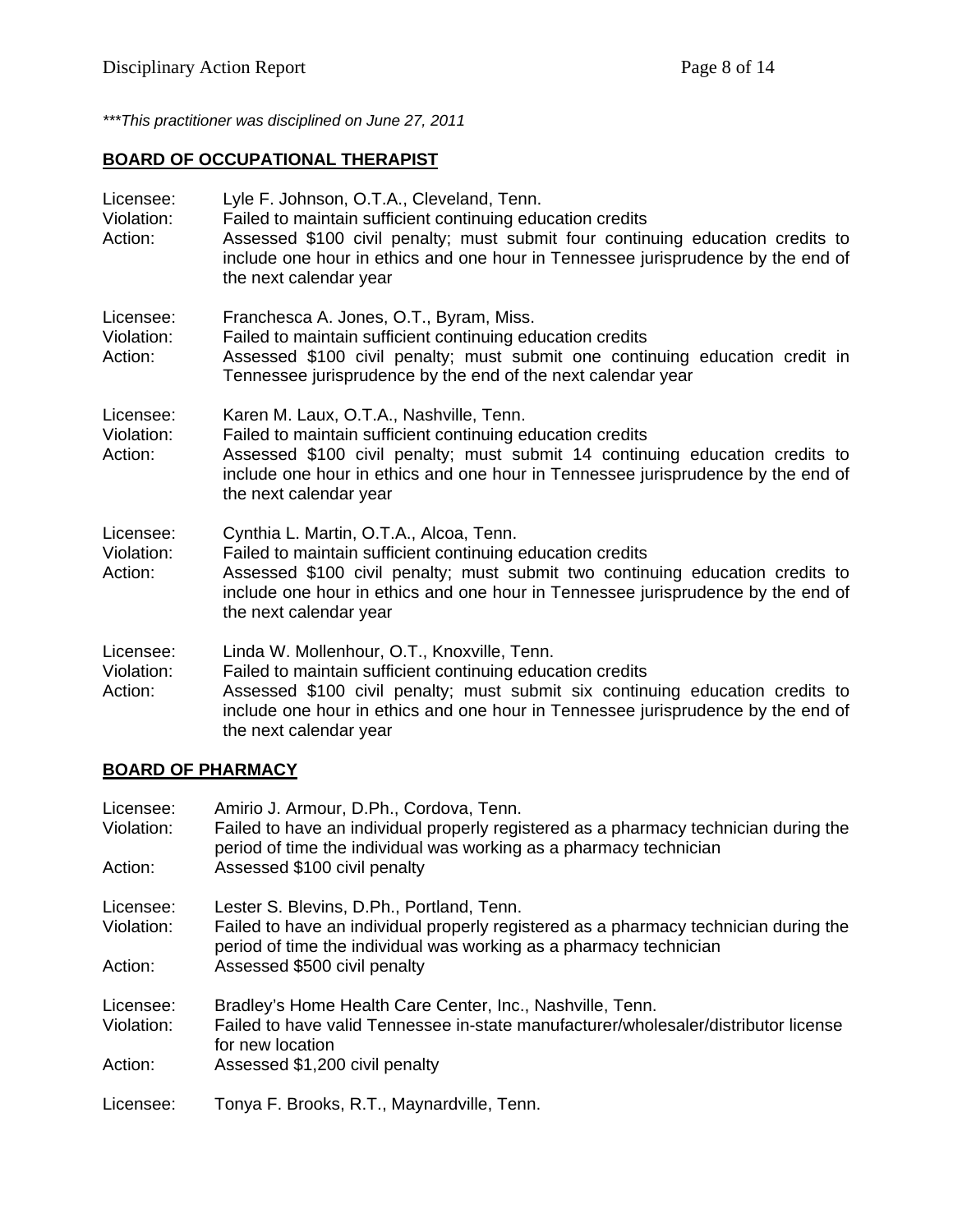*\*\*\*This practitioner was disciplined on June 27, 2011*

## BOARD OF OCCUPATIONAL THERAPIST

Licensee: Lyle F. Johnson, O.T.A., Cleveland, Tenn.
Violation: Failed to maintain sufficient continuing education credits
Action: Assessed $100 civil penalty; must submit four continuing education credits to include one hour in ethics and one hour in Tennessee jurisprudence by the end of the next calendar year

Licensee: Franchesca A. Jones, O.T., Byram, Miss.
Violation: Failed to maintain sufficient continuing education credits
Action: Assessed $100 civil penalty; must submit one continuing education credit in Tennessee jurisprudence by the end of the next calendar year

Licensee: Karen M. Laux, O.T.A., Nashville, Tenn.
Violation: Failed to maintain sufficient continuing education credits
Action: Assessed $100 civil penalty; must submit 14 continuing education credits to include one hour in ethics and one hour in Tennessee jurisprudence by the end of the next calendar year

Licensee: Cynthia L. Martin, O.T.A., Alcoa, Tenn.
Violation: Failed to maintain sufficient continuing education credits
Action: Assessed $100 civil penalty; must submit two continuing education credits to include one hour in ethics and one hour in Tennessee jurisprudence by the end of the next calendar year

Licensee: Linda W. Mollenhour, O.T., Knoxville, Tenn.
Violation: Failed to maintain sufficient continuing education credits
Action: Assessed $100 civil penalty; must submit six continuing education credits to include one hour in ethics and one hour in Tennessee jurisprudence by the end of the next calendar year

## BOARD OF PHARMACY

Licensee: Amirio J. Armour, D.Ph., Cordova, Tenn.
Violation: Failed to have an individual properly registered as a pharmacy technician during the period of time the individual was working as a pharmacy technician
Action: Assessed $100 civil penalty

Licensee: Lester S. Blevins, D.Ph., Portland, Tenn.
Violation: Failed to have an individual properly registered as a pharmacy technician during the period of time the individual was working as a pharmacy technician
Action: Assessed $500 civil penalty

Licensee: Bradley's Home Health Care Center, Inc., Nashville, Tenn.
Violation: Failed to have valid Tennessee in-state manufacturer/wholesaler/distributor license for new location
Action: Assessed $1,200 civil penalty

Licensee: Tonya F. Brooks, R.T., Maynardville, Tenn.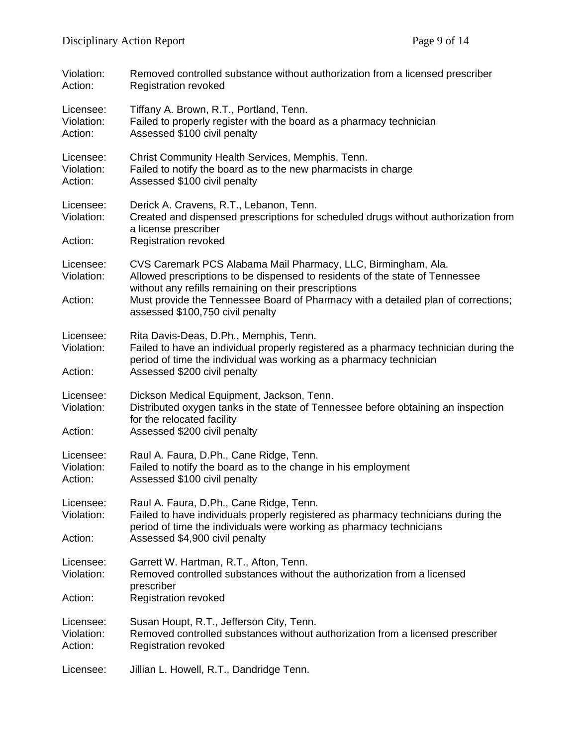Violation: Removed controlled substance without authorization from a licensed prescriber
Action: Registration revoked

Licensee: Tiffany A. Brown, R.T., Portland, Tenn.
Violation: Failed to properly register with the board as a pharmacy technician
Action: Assessed $100 civil penalty

Licensee: Christ Community Health Services, Memphis, Tenn.
Violation: Failed to notify the board as to the new pharmacists in charge
Action: Assessed $100 civil penalty

Licensee: Derick A. Cravens, R.T., Lebanon, Tenn.
Violation: Created and dispensed prescriptions for scheduled drugs without authorization from a license prescriber
Action: Registration revoked

Licensee: CVS Caremark PCS Alabama Mail Pharmacy, LLC, Birmingham, Ala.
Violation: Allowed prescriptions to be dispensed to residents of the state of Tennessee without any refills remaining on their prescriptions
Action: Must provide the Tennessee Board of Pharmacy with a detailed plan of corrections; assessed $100,750 civil penalty

Licensee: Rita Davis-Deas, D.Ph., Memphis, Tenn.
Violation: Failed to have an individual properly registered as a pharmacy technician during the period of time the individual was working as a pharmacy technician
Action: Assessed $200 civil penalty

Licensee: Dickson Medical Equipment, Jackson, Tenn.
Violation: Distributed oxygen tanks in the state of Tennessee before obtaining an inspection for the relocated facility
Action: Assessed $200 civil penalty

Licensee: Raul A. Faura, D.Ph., Cane Ridge, Tenn.
Violation: Failed to notify the board as to the change in his employment
Action: Assessed $100 civil penalty

Licensee: Raul A. Faura, D.Ph., Cane Ridge, Tenn.
Violation: Failed to have individuals properly registered as pharmacy technicians during the period of time the individuals were working as pharmacy technicians
Action: Assessed $4,900 civil penalty

Licensee: Garrett W. Hartman, R.T., Afton, Tenn.
Violation: Removed controlled substances without the authorization from a licensed prescriber
Action: Registration revoked

Licensee: Susan Houpt, R.T., Jefferson City, Tenn.
Violation: Removed controlled substances without authorization from a licensed prescriber
Action: Registration revoked

Licensee: Jillian L. Howell, R.T., Dandridge Tenn.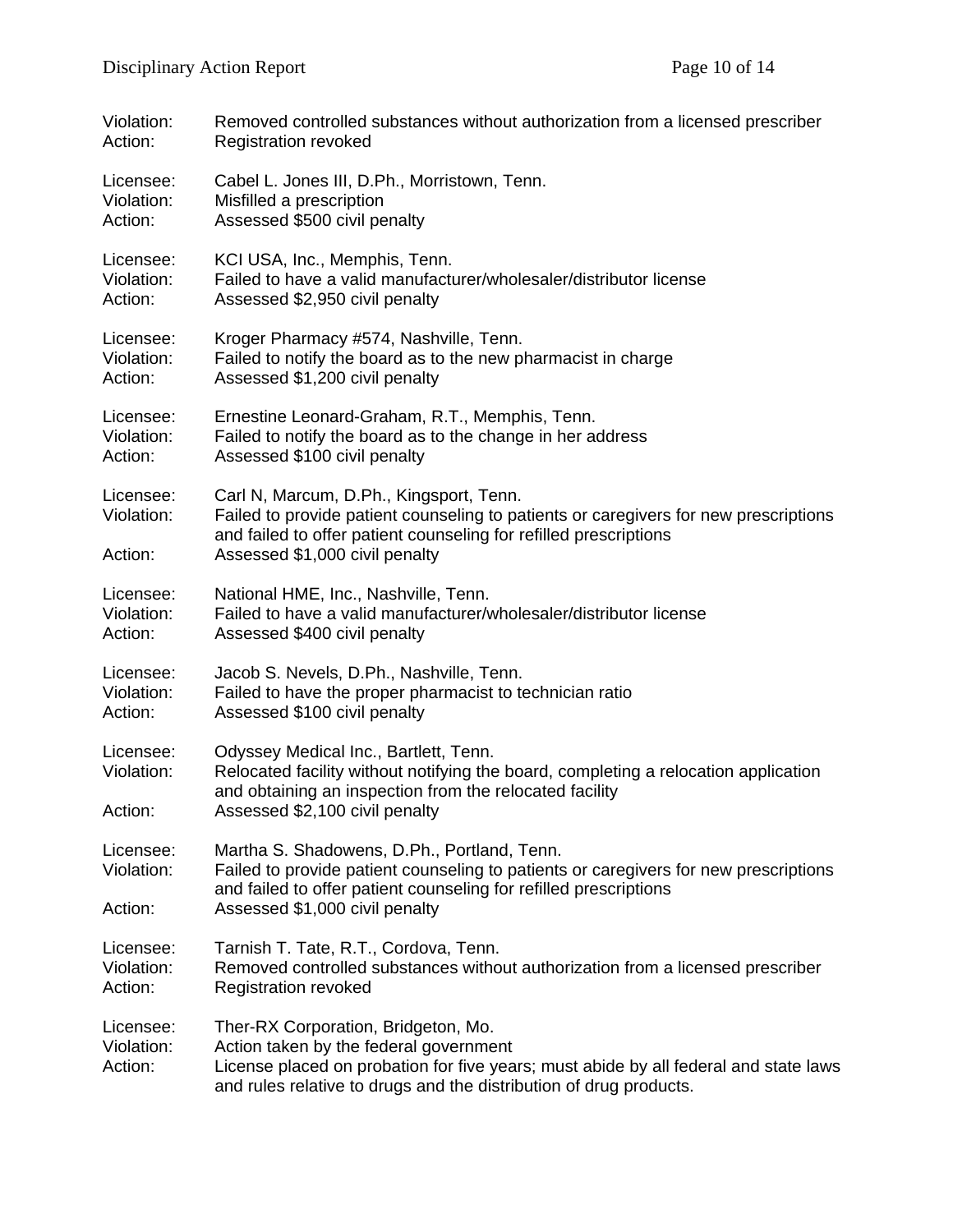Violation: Removed controlled substances without authorization from a licensed prescriber
Action: Registration revoked

Licensee: Cabel L. Jones III, D.Ph., Morristown, Tenn.
Violation: Misfilled a prescription
Action: Assessed $500 civil penalty

Licensee: KCI USA, Inc., Memphis, Tenn.
Violation: Failed to have a valid manufacturer/wholesaler/distributor license
Action: Assessed $2,950 civil penalty

Licensee: Kroger Pharmacy #574, Nashville, Tenn.
Violation: Failed to notify the board as to the new pharmacist in charge
Action: Assessed $1,200 civil penalty

Licensee: Ernestine Leonard-Graham, R.T., Memphis, Tenn.
Violation: Failed to notify the board as to the change in her address
Action: Assessed $100 civil penalty

Licensee: Carl N, Marcum, D.Ph., Kingsport, Tenn.
Violation: Failed to provide patient counseling to patients or caregivers for new prescriptions and failed to offer patient counseling for refilled prescriptions
Action: Assessed $1,000 civil penalty

Licensee: National HME, Inc., Nashville, Tenn.
Violation: Failed to have a valid manufacturer/wholesaler/distributor license
Action: Assessed $400 civil penalty

Licensee: Jacob S. Nevels, D.Ph., Nashville, Tenn.
Violation: Failed to have the proper pharmacist to technician ratio
Action: Assessed $100 civil penalty

Licensee: Odyssey Medical Inc., Bartlett, Tenn.
Violation: Relocated facility without notifying the board, completing a relocation application and obtaining an inspection from the relocated facility
Action: Assessed $2,100 civil penalty

Licensee: Martha S. Shadowens, D.Ph., Portland, Tenn.
Violation: Failed to provide patient counseling to patients or caregivers for new prescriptions and failed to offer patient counseling for refilled prescriptions
Action: Assessed $1,000 civil penalty

Licensee: Tarnish T. Tate, R.T., Cordova, Tenn.
Violation: Removed controlled substances without authorization from a licensed prescriber
Action: Registration revoked

Licensee: Ther-RX Corporation, Bridgeton, Mo.
Violation: Action taken by the federal government
Action: License placed on probation for five years; must abide by all federal and state laws and rules relative to drugs and the distribution of drug products.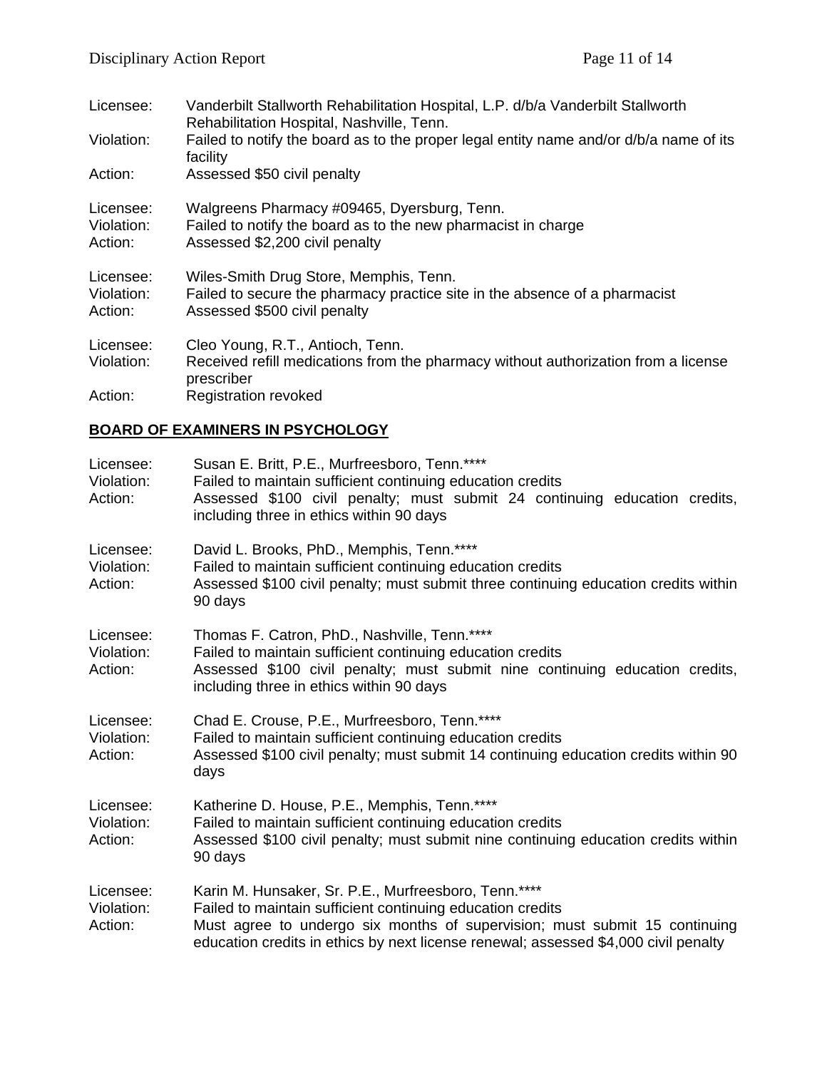Licensee: Vanderbilt Stallworth Rehabilitation Hospital, L.P. d/b/a Vanderbilt Stallworth Rehabilitation Hospital, Nashville, Tenn.
Violation: Failed to notify the board as to the proper legal entity name and/or d/b/a name of its facility
Action: Assessed $50 civil penalty

Licensee: Walgreens Pharmacy #09465, Dyersburg, Tenn.
Violation: Failed to notify the board as to the new pharmacist in charge
Action: Assessed $2,200 civil penalty

Licensee: Wiles-Smith Drug Store, Memphis, Tenn.
Violation: Failed to secure the pharmacy practice site in the absence of a pharmacist
Action: Assessed $500 civil penalty

Licensee: Cleo Young, R.T., Antioch, Tenn.
Violation: Received refill medications from the pharmacy without authorization from a license prescriber
Action: Registration revoked

## BOARD OF EXAMINERS IN PSYCHOLOGY

Licensee: Susan E. Britt, P.E., Murfreesboro, Tenn.****
Violation: Failed to maintain sufficient continuing education credits
Action: Assessed $100 civil penalty; must submit 24 continuing education credits, including three in ethics within 90 days

Licensee: David L. Brooks, PhD., Memphis, Tenn.****
Violation: Failed to maintain sufficient continuing education credits
Action: Assessed $100 civil penalty; must submit three continuing education credits within 90 days

Licensee: Thomas F. Catron, PhD., Nashville, Tenn.****
Violation: Failed to maintain sufficient continuing education credits
Action: Assessed $100 civil penalty; must submit nine continuing education credits, including three in ethics within 90 days

Licensee: Chad E. Crouse, P.E., Murfreesboro, Tenn.****
Violation: Failed to maintain sufficient continuing education credits
Action: Assessed $100 civil penalty; must submit 14 continuing education credits within 90 days

Licensee: Katherine D. House, P.E., Memphis, Tenn.****
Violation: Failed to maintain sufficient continuing education credits
Action: Assessed $100 civil penalty; must submit nine continuing education credits within 90 days

Licensee: Karin M. Hunsaker, Sr. P.E., Murfreesboro, Tenn.****
Violation: Failed to maintain sufficient continuing education credits
Action: Must agree to undergo six months of supervision; must submit 15 continuing education credits in ethics by next license renewal; assessed $4,000 civil penalty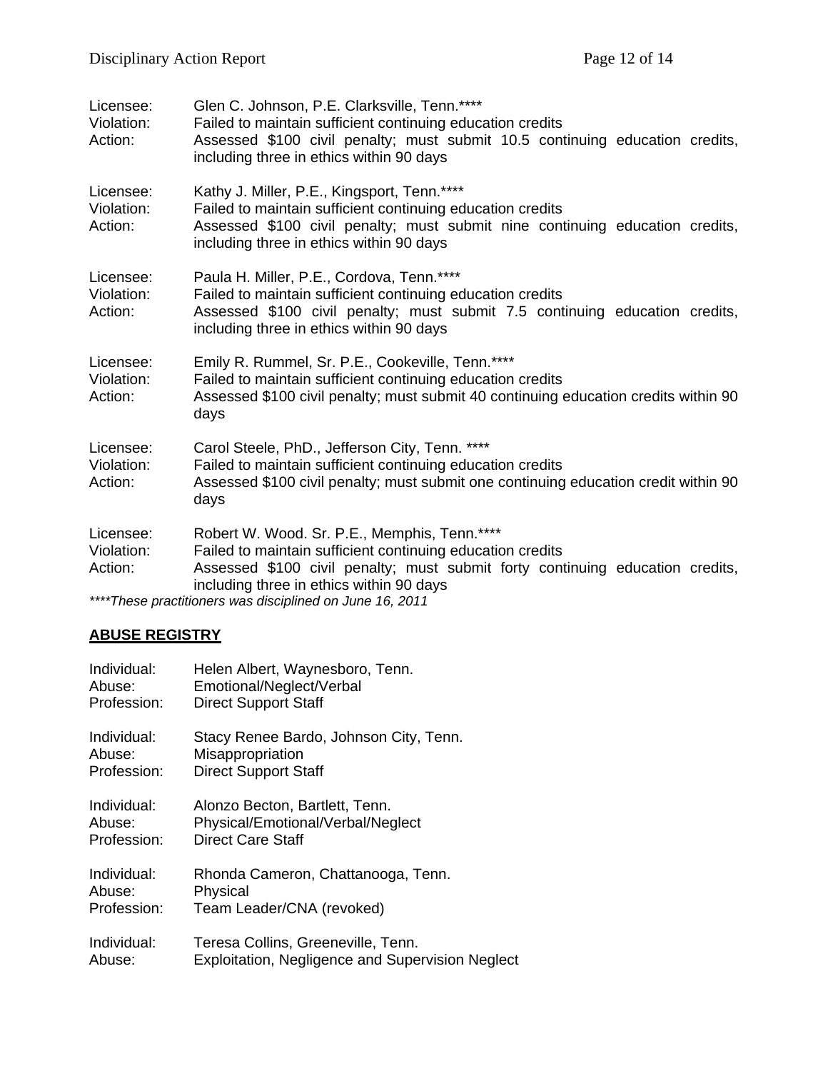Licensee: Glen C. Johnson, P.E. Clarksville, Tenn.****
Violation: Failed to maintain sufficient continuing education credits
Action: Assessed $100 civil penalty; must submit 10.5 continuing education credits, including three in ethics within 90 days

Licensee: Kathy J. Miller, P.E., Kingsport, Tenn.****
Violation: Failed to maintain sufficient continuing education credits
Action: Assessed $100 civil penalty; must submit nine continuing education credits, including three in ethics within 90 days

Licensee: Paula H. Miller, P.E., Cordova, Tenn.****
Violation: Failed to maintain sufficient continuing education credits
Action: Assessed $100 civil penalty; must submit 7.5 continuing education credits, including three in ethics within 90 days

Licensee: Emily R. Rummel, Sr. P.E., Cookeville, Tenn.****
Violation: Failed to maintain sufficient continuing education credits
Action: Assessed $100 civil penalty; must submit 40 continuing education credits within 90 days

Licensee: Carol Steele, PhD., Jefferson City, Tenn. ****
Violation: Failed to maintain sufficient continuing education credits
Action: Assessed $100 civil penalty; must submit one continuing education credit within 90 days

Licensee: Robert W. Wood. Sr. P.E., Memphis, Tenn.****
Violation: Failed to maintain sufficient continuing education credits
Action: Assessed $100 civil penalty; must submit forty continuing education credits, including three in ethics within 90 days

*****These practitioners was disciplined on June 16, 2011*

## ABUSE REGISTRY

Individual: Helen Albert, Waynesboro, Tenn.
Abuse: Emotional/Neglect/Verbal
Profession: Direct Support Staff

Individual: Stacy Renee Bardo, Johnson City, Tenn.
Abuse: Misappropriation
Profession: Direct Support Staff

Individual: Alonzo Becton, Bartlett, Tenn.
Abuse: Physical/Emotional/Verbal/Neglect
Profession: Direct Care Staff

Individual: Rhonda Cameron, Chattanooga, Tenn.
Abuse: Physical
Profession: Team Leader/CNA (revoked)

Individual: Teresa Collins, Greeneville, Tenn.
Abuse: Exploitation, Negligence and Supervision Neglect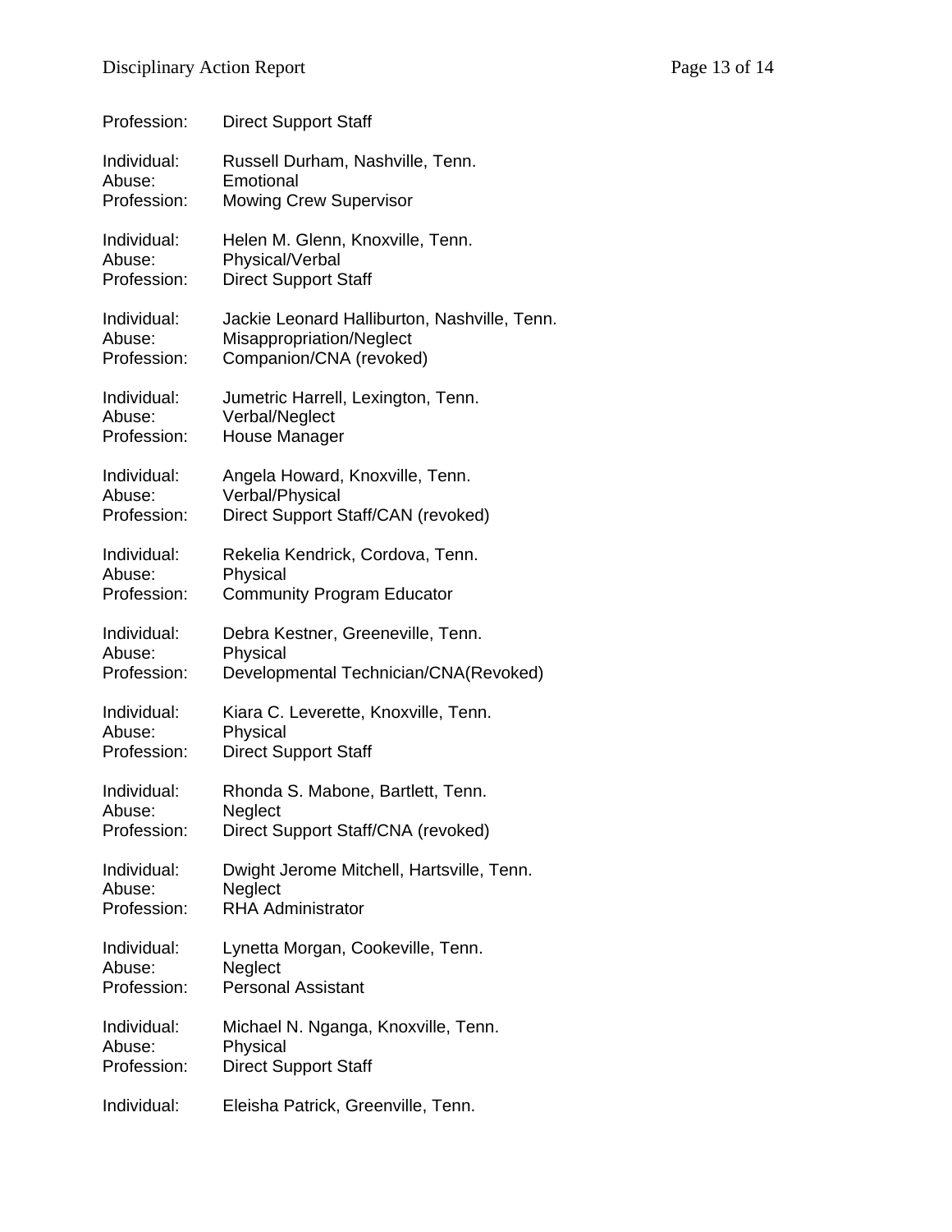Profession: Direct Support Staff

Individual: Russell Durham, Nashville, Tenn.
Abuse: Emotional
Profession: Mowing Crew Supervisor

Individual: Helen M. Glenn, Knoxville, Tenn.
Abuse: Physical/Verbal
Profession: Direct Support Staff

Individual: Jackie Leonard Halliburton, Nashville, Tenn.
Abuse: Misappropriation/Neglect
Profession: Companion/CNA (revoked)

Individual: Jumetric Harrell, Lexington, Tenn.
Abuse: Verbal/Neglect
Profession: House Manager

Individual: Angela Howard, Knoxville, Tenn.
Abuse: Verbal/Physical
Profession: Direct Support Staff/CAN (revoked)

Individual: Rekelia Kendrick, Cordova, Tenn.
Abuse: Physical
Profession: Community Program Educator

Individual: Debra Kestner, Greeneville, Tenn.
Abuse: Physical
Profession: Developmental Technician/CNA(Revoked)

Individual: Kiara C. Leverette, Knoxville, Tenn.
Abuse: Physical
Profession: Direct Support Staff

Individual: Rhonda S. Mabone, Bartlett, Tenn.
Abuse: Neglect
Profession: Direct Support Staff/CNA (revoked)

Individual: Dwight Jerome Mitchell, Hartsville, Tenn.
Abuse: Neglect
Profession: RHA Administrator

Individual: Lynetta Morgan, Cookeville, Tenn.
Abuse: Neglect
Profession: Personal Assistant

Individual: Michael N. Nganga, Knoxville, Tenn.
Abuse: Physical
Profession: Direct Support Staff

Individual: Eleisha Patrick, Greenville, Tenn.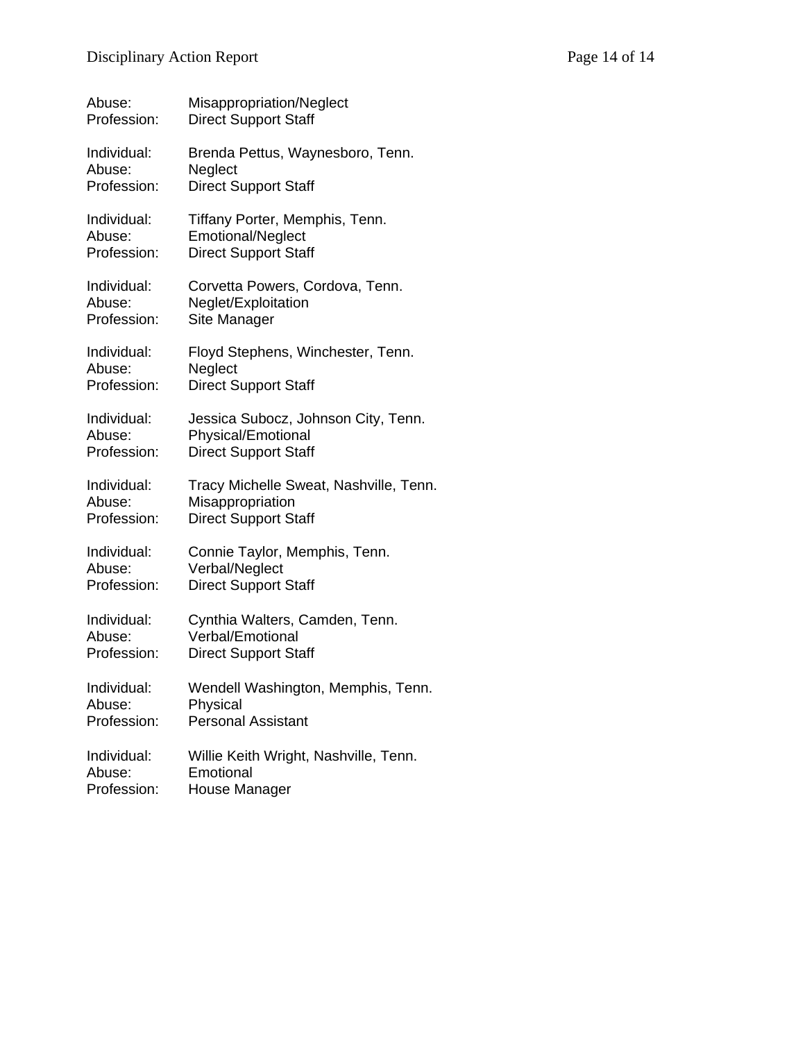Abuse: Misappropriation/Neglect
Profession: Direct Support Staff

Individual: Brenda Pettus, Waynesboro, Tenn.
Abuse: Neglect
Profession: Direct Support Staff

Individual: Tiffany Porter, Memphis, Tenn.
Abuse: Emotional/Neglect
Profession: Direct Support Staff

Individual: Corvetta Powers, Cordova, Tenn.
Abuse: Neglet/Exploitation
Profession: Site Manager

Individual: Floyd Stephens, Winchester, Tenn.
Abuse: Neglect
Profession: Direct Support Staff

Individual: Jessica Subocz, Johnson City, Tenn.
Abuse: Physical/Emotional
Profession: Direct Support Staff

Individual: Tracy Michelle Sweat, Nashville, Tenn.
Abuse: Misappropriation
Profession: Direct Support Staff

Individual: Connie Taylor, Memphis, Tenn.
Abuse: Verbal/Neglect
Profession: Direct Support Staff

Individual: Cynthia Walters, Camden, Tenn.
Abuse: Verbal/Emotional
Profession: Direct Support Staff

Individual: Wendell Washington, Memphis, Tenn.
Abuse: Physical
Profession: Personal Assistant

Individual: Willie Keith Wright, Nashville, Tenn.
Abuse: Emotional
Profession: House Manager